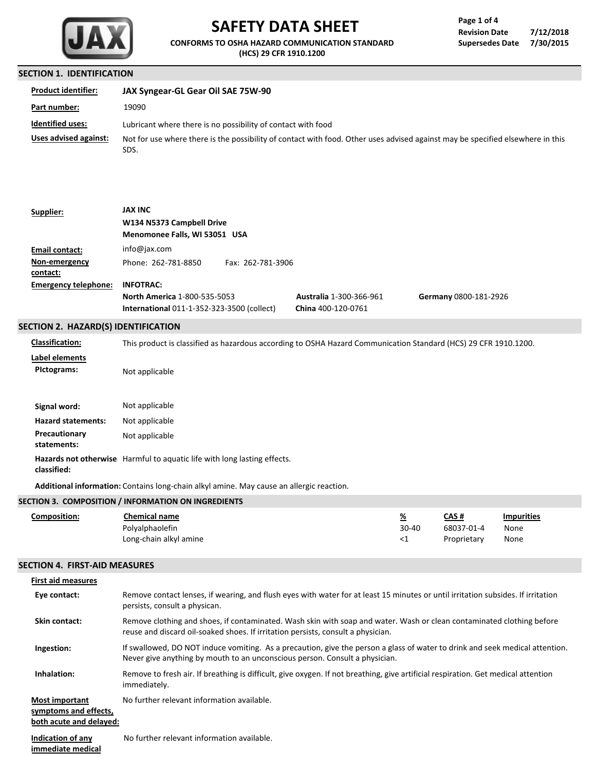# SAFETY DATA SHEET

**CONFORMS TO OSHA HAZARD COMMUNICATION STANDARD (HCS) 29 CFR 1910.1200**

**Revision Date** 7/12/2018
**Supersedes Date** 7/30/2015

## SECTION 1. IDENTIFICATION

**Product identifier:** **JAX Syngear-GL Gear Oil SAE 75W-90**

**Part number:** 19090

**Identified uses:** Lubricant where there is no possibility of contact with food

**Uses advised against:** Not for use where there is the possibility of contact with food. Other uses advised against may be specified elsewhere in this SDS.

**Supplier:**
**JAX INC**
**W134 N5373 Campbell Drive**
**Menomonee Falls, WI 53051 USA**

**Email contact:** info@jax.com

**Non-emergency contact:** Phone: 262-781-8850 Fax: 262-781-3906

**Emergency telephone:** **INFOTRAC:**
**North America** 1-800-535-5053
**International** 011-1-352-323-3500 (collect)
**Australia** 1-300-366-961
**China** 400-120-0761
**Germany** 0800-181-2926

## SECTION 2. HAZARD(S) IDENTIFICATION

**Classification:** This product is classified as hazardous according to OSHA Hazard Communication Standard (HCS) 29 CFR 1910.1200.

**Label elements**

**PIctograms:** Not applicable

**Signal word:** Not applicable

**Hazard statements:** Not applicable

**Precautionary statements:** Not applicable

**Hazards not otherwise classified:** Harmful to aquatic life with long lasting effects.

**Additional information:** Contains long-chain alkyl amine. May cause an allergic reaction.

## SECTION 3. COMPOSITION / INFORMATION ON INGREDIENTS

**Composition:**

| Chemical name | % | CAS # | Impurities |
|---|---|---|---|
| Polyalphaolefin | 30-40 | 68037-01-4 | None |
| Long-chain alkyl amine | <1 | Proprietary | None |

## SECTION 4. FIRST-AID MEASURES

**First aid measures**

**Eye contact:** Remove contact lenses, if wearing, and flush eyes with water for at least 15 minutes or until irritation subsides. If irritation persists, consult a physican.

**Skin contact:** Remove clothing and shoes, if contaminated. Wash skin with soap and water. Wash or clean contaminated clothing before reuse and discard oil-soaked shoes. If irritation persists, consult a physician.

**Ingestion:** If swallowed, DO NOT induce vomiting. As a precaution, give the person a glass of water to drink and seek medical attention. Never give anything by mouth to an unconscious person. Consult a physician.

**Inhalation:** Remove to fresh air. If breathing is difficult, give oxygen. If not breathing, give artificial respiration. Get medical attention immediately.

**Most important symptoms and effects, both acute and delayed:** No further relevant information available.

**Indication of any immediate medical** No further relevant information available.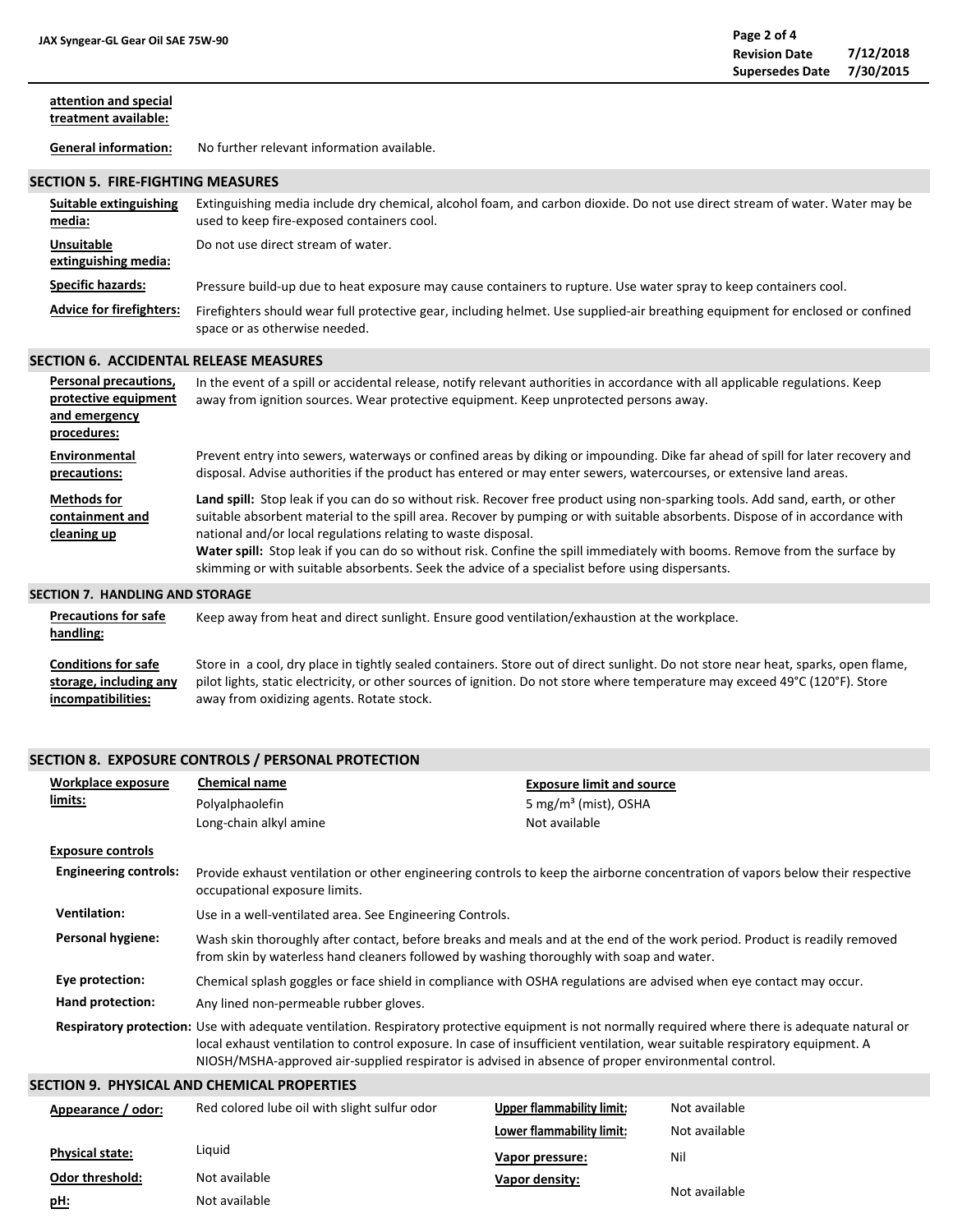**attention and special treatment available:**

**General information:** No further relevant information available.

## SECTION 5. FIRE-FIGHTING MEASURES

**Suitable extinguishing media:** Extinguishing media include dry chemical, alcohol foam, and carbon dioxide. Do not use direct stream of water. Water may be used to keep fire-exposed containers cool.

**Unsuitable extinguishing media:** Do not use direct stream of water.

**Specific hazards:** Pressure build-up due to heat exposure may cause containers to rupture. Use water spray to keep containers cool.

**Advice for firefighters:** Firefighters should wear full protective gear, including helmet. Use supplied-air breathing equipment for enclosed or confined space or as otherwise needed.

## SECTION 6. ACCIDENTAL RELEASE MEASURES

**Personal precautions, protective equipment and emergency procedures:** In the event of a spill or accidental release, notify relevant authorities in accordance with all applicable regulations. Keep away from ignition sources. Wear protective equipment. Keep unprotected persons away.

**Environmental precautions:** Prevent entry into sewers, waterways or confined areas by diking or impounding. Dike far ahead of spill for later recovery and disposal. Advise authorities if the product has entered or may enter sewers, watercourses, or extensive land areas.

**Methods for containment and cleaning up**

**Land spill:** Stop leak if you can do so without risk. Recover free product using non-sparking tools. Add sand, earth, or other suitable absorbent material to the spill area. Recover by pumping or with suitable absorbents. Dispose of in accordance with national and/or local regulations relating to waste disposal.

**Water spill:** Stop leak if you can do so without risk. Confine the spill immediately with booms. Remove from the surface by skimming or with suitable absorbents. Seek the advice of a specialist before using dispersants.

## SECTION 7. HANDLING AND STORAGE

**Precautions for safe handling:** Keep away from heat and direct sunlight. Ensure good ventilation/exhaustion at the workplace.

**Conditions for safe storage, including any incompatibilities:** Store in a cool, dry place in tightly sealed containers. Store out of direct sunlight. Do not store near heat, sparks, open flame, pilot lights, static electricity, or other sources of ignition. Do not store where temperature may exceed 49°C (120°F). Store away from oxidizing agents. Rotate stock.

## SECTION 8. EXPOSURE CONTROLS / PERSONAL PROTECTION

**Workplace exposure limits:**

| Chemical name | Exposure limit and source |
|---|---|
| Polyalphaolefin | 5 mg/m³ (mist), OSHA |
| Long-chain alkyl amine | Not available |

**Exposure controls**

**Engineering controls:** Provide exhaust ventilation or other engineering controls to keep the airborne concentration of vapors below their respective occupational exposure limits.

**Ventilation:** Use in a well-ventilated area. See Engineering Controls.

**Personal hygiene:** Wash skin thoroughly after contact, before breaks and meals and at the end of the work period. Product is readily removed from skin by waterless hand cleaners followed by washing thoroughly with soap and water.

**Eye protection:** Chemical splash goggles or face shield in compliance with OSHA regulations are advised when eye contact may occur.

**Hand protection:** Any lined non-permeable rubber gloves.

**Respiratory protection:** Use with adequate ventilation. Respiratory protective equipment is not normally required where there is adequate natural or local exhaust ventilation to control exposure. In case of insufficient ventilation, wear suitable respiratory equipment. A NIOSH/MSHA-approved air-supplied respirator is advised in absence of proper environmental control.

## SECTION 9. PHYSICAL AND CHEMICAL PROPERTIES

| | | | |
|---|---|---|---|
| **Appearance / odor:** | Red colored lube oil with slight sulfur odor | **Upper flammability limit:** | Not available |
| | | **Lower flammability limit:** | Not available |
| **Physical state:** | Liquid | **Vapor pressure:** | Nil |
| **Odor threshold:** | Not available | **Vapor density:** | Not available |
| **pH:** | Not available | | |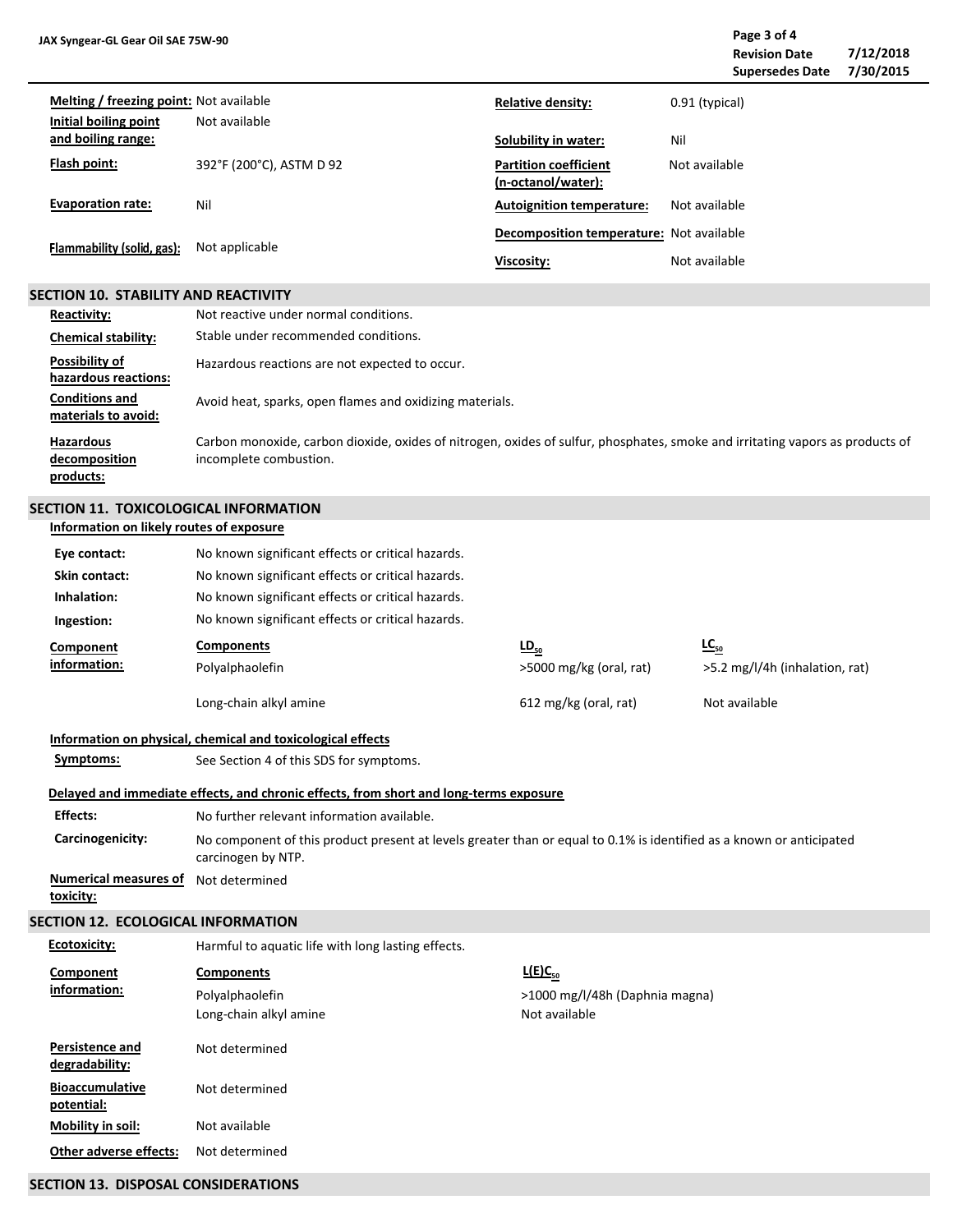| | | | |
|---|---|---|---|
| **Melting / freezing point:** | Not available | **Relative density:** | 0.91 (typical) |
| **Initial boiling point and boiling range:** | Not available | **Solubility in water:** | Nil |
| **Flash point:** | 392°F (200°C), ASTM D 92 | **Partition coefficient (n-octanol/water):** | Not available |
| **Evaporation rate:** | Nil | **Autoignition temperature:** | Not available |
| **Flammability (solid, gas):** | Not applicable | **Decomposition temperature:** | Not available |
| | | **Viscosity:** | Not available |

## SECTION 10. STABILITY AND REACTIVITY

**Reactivity:** Not reactive under normal conditions.

**Chemical stability:** Stable under recommended conditions.

**Possibility of hazardous reactions:** Hazardous reactions are not expected to occur.

**Conditions and materials to avoid:** Avoid heat, sparks, open flames and oxidizing materials.

**Hazardous decomposition products:** Carbon monoxide, carbon dioxide, oxides of nitrogen, oxides of sulfur, phosphates, smoke and irritating vapors as products of incomplete combustion.

## SECTION 11. TOXICOLOGICAL INFORMATION

**Information on likely routes of exposure**

**Eye contact:** No known significant effects or critical hazards.

**Skin contact:** No known significant effects or critical hazards.

**Inhalation:** No known significant effects or critical hazards.

**Ingestion:** No known significant effects or critical hazards.

**Component information:**

| Components | $LD_{50}$ | $LC_{50}$ |
|---|---|---|
| Polyalphaolefin | >5000 mg/kg (oral, rat) | >5.2 mg/l/4h (inhalation, rat) |
| Long-chain alkyl amine | 612 mg/kg (oral, rat) | Not available |

**Information on physical, chemical and toxicological effects**

**Symptoms:** See Section 4 of this SDS for symptoms.

**Delayed and immediate effects, and chronic effects, from short and long-terms exposure**

**Effects:** No further relevant information available.

**Carcinogenicity:** No component of this product present at levels greater than or equal to 0.1% is identified as a known or anticipated carcinogen by NTP.

**Numerical measures of toxicity:** Not determined

## SECTION 12. ECOLOGICAL INFORMATION

**Ecotoxicity:** Harmful to aquatic life with long lasting effects.

**Component information:**

| Components | $L(E)C_{50}$ |
|---|---|
| Polyalphaolefin | >1000 mg/l/48h (Daphnia magna) |
| Long-chain alkyl amine | Not available |

**Persistence and degradability:** Not determined

**Bioaccumulative potential:** Not determined

**Mobility in soil:** Not available

**Other adverse effects:** Not determined

## SECTION 13. DISPOSAL CONSIDERATIONS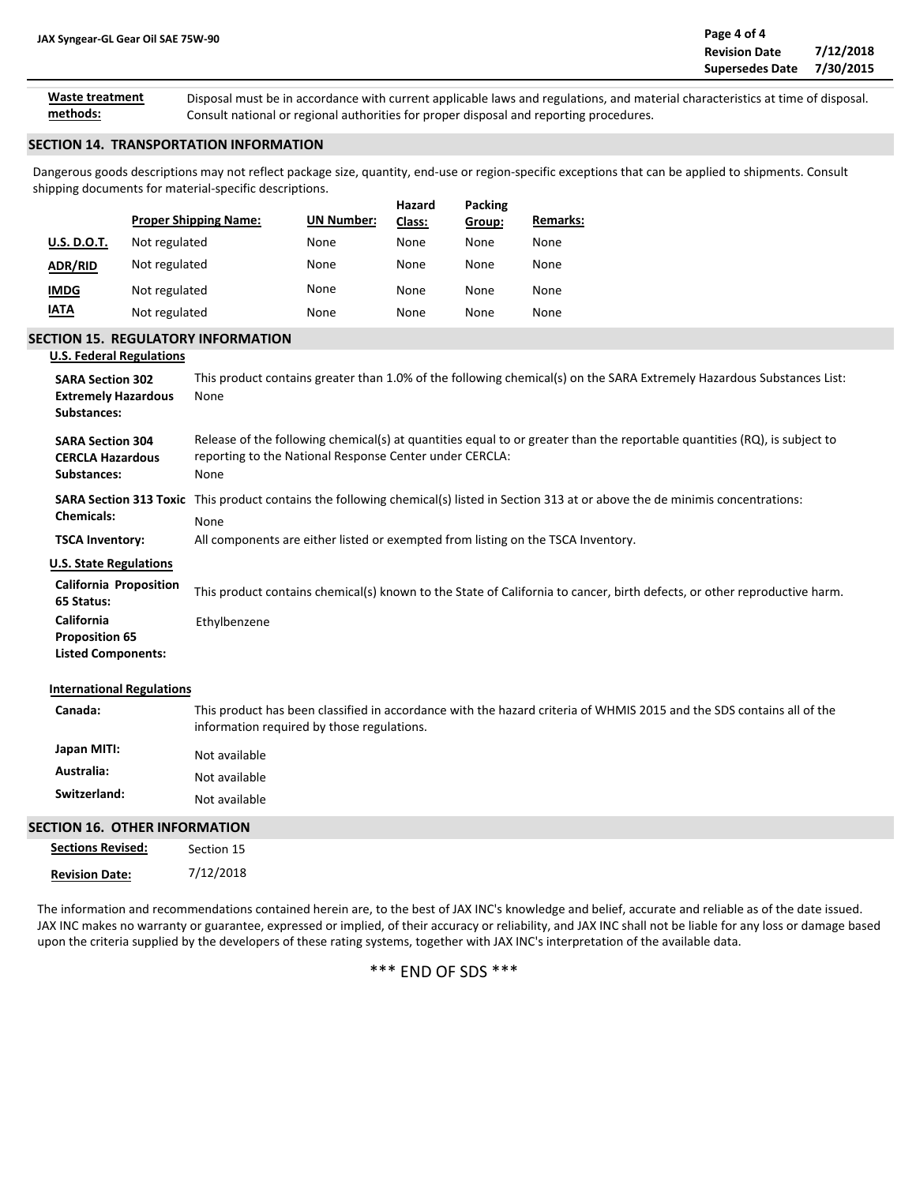**Waste treatment methods:** Disposal must be in accordance with current applicable laws and regulations, and material characteristics at time of disposal. Consult national or regional authorities for proper disposal and reporting procedures.

## SECTION 14. TRANSPORTATION INFORMATION

Dangerous goods descriptions may not reflect package size, quantity, end-use or region-specific exceptions that can be applied to shipments. Consult shipping documents for material-specific descriptions.

| | Proper Shipping Name: | UN Number: | Hazard Class: | Packing Group: | Remarks: |
|---|---|---|---|---|---|
| U.S. D.O.T. | Not regulated | None | None | None | None |
| ADR/RID | Not regulated | None | None | None | None |
| IMDG | Not regulated | None | None | None | None |
| IATA | Not regulated | None | None | None | None |

## SECTION 15. REGULATORY INFORMATION

### U.S. Federal Regulations

**SARA Section 302 Extremely Hazardous Substances:** This product contains greater than 1.0% of the following chemical(s) on the SARA Extremely Hazardous Substances List: None

**SARA Section 304 CERCLA Hazardous Substances:** Release of the following chemical(s) at quantities equal to or greater than the reportable quantities (RQ), is subject to reporting to the National Response Center under CERCLA: None

**SARA Section 313 Toxic Chemicals:** This product contains the following chemical(s) listed in Section 313 at or above the de minimis concentrations: None

**TSCA Inventory:** All components are either listed or exempted from listing on the TSCA Inventory.

### U.S. State Regulations

**California Proposition 65 Status:** This product contains chemical(s) known to the State of California to cancer, birth defects, or other reproductive harm.

**California Proposition 65 Listed Components:** Ethylbenzene

### International Regulations

**Canada:** This product has been classified in accordance with the hazard criteria of WHMIS 2015 and the SDS contains all of the information required by those regulations.

**Japan MITI:** Not available

**Australia:** Not available

**Switzerland:** Not available

## SECTION 16. OTHER INFORMATION

**Sections Revised:** Section 15

**Revision Date:** 7/12/2018

The information and recommendations contained herein are, to the best of JAX INC's knowledge and belief, accurate and reliable as of the date issued. JAX INC makes no warranty or guarantee, expressed or implied, of their accuracy or reliability, and JAX INC shall not be liable for any loss or damage based upon the criteria supplied by the developers of these rating systems, together with JAX INC's interpretation of the available data.

\*\*\* END OF SDS \*\*\*